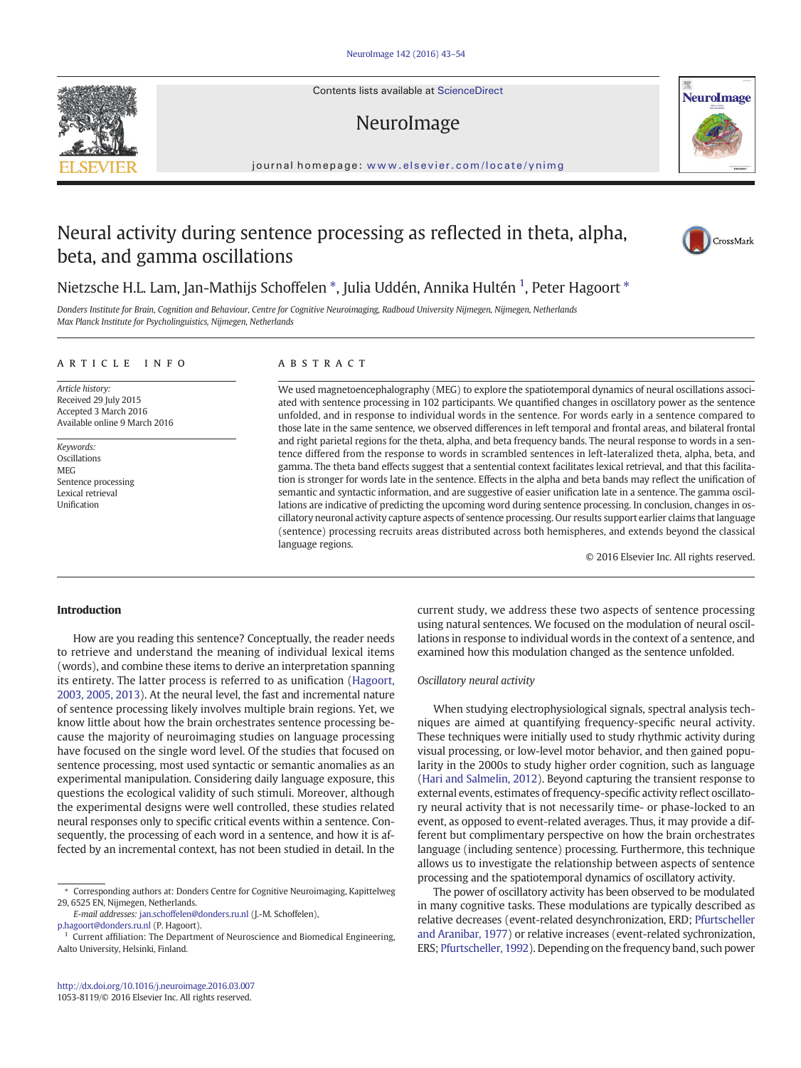# Neural activity during sentence processing as reflected in theta, alpha, beta, and gamma oscillations

Nietzsche H.L. Lam, Jan-Mathijs Schoffelen *, Julia Uddén, Annika Hultén [1], Peter Hagoort *

*Donders Institute for Brain, Cognition and Behaviour, Centre for Cognitive Neuroimaging, Radboud University Nijmegen, Nijmegen, Netherlands*
*Max Planck Institute for Psycholinguistics, Nijmegen, Netherlands*

## ARTICLE INFO

*Article history:*
Received 29 July 2015
Accepted 3 March 2016
Available online 9 March 2016

*Keywords:*
Oscillations
MEG
Sentence processing
Lexical retrieval
Unification

## ABSTRACT

We used magnetoencephalography (MEG) to explore the spatiotemporal dynamics of neural oscillations associated with sentence processing in 102 participants. We quantified changes in oscillatory power as the sentence unfolded, and in response to individual words in the sentence. For words early in a sentence compared to those late in the same sentence, we observed differences in left temporal and frontal areas, and bilateral frontal and right parietal regions for the theta, alpha, and beta frequency bands. The neural response to words in a sentence differed from the response to words in scrambled sentences in left-lateralized theta, alpha, beta, and gamma. The theta band effects suggest that a sentential context facilitates lexical retrieval, and that this facilitation is stronger for words late in the sentence. Effects in the alpha and beta bands may reflect the unification of semantic and syntactic information, and are suggestive of easier unification late in a sentence. The gamma oscillations are indicative of predicting the upcoming word during sentence processing. In conclusion, changes in oscillatory neuronal activity capture aspects of sentence processing. Our results support earlier claims that language (sentence) processing recruits areas distributed across both hemispheres, and extends beyond the classical language regions.

© 2016 Elsevier Inc. All rights reserved.

## Introduction

How are you reading this sentence? Conceptually, the reader needs to retrieve and understand the meaning of individual lexical items (words), and combine these items to derive an interpretation spanning its entirety. The latter process is referred to as unification (Hagoort, 2003, 2005, 2013). At the neural level, the fast and incremental nature of sentence processing likely involves multiple brain regions. Yet, we know little about how the brain orchestrates sentence processing because the majority of neuroimaging studies on language processing have focused on the single word level. Of the studies that focused on sentence processing, most used syntactic or semantic anomalies as an experimental manipulation. Considering daily language exposure, this questions the ecological validity of such stimuli. Moreover, although the experimental designs were well controlled, these studies related neural responses only to specific critical events within a sentence. Consequently, the processing of each word in a sentence, and how it is affected by an incremental context, has not been studied in detail. In the current study, we address these two aspects of sentence processing using natural sentences. We focused on the modulation of neural oscillations in response to individual words in the context of a sentence, and examined how this modulation changed as the sentence unfolded.

### *Oscillatory neural activity*

When studying electrophysiological signals, spectral analysis techniques are aimed at quantifying frequency-specific neural activity. These techniques were initially used to study rhythmic activity during visual processing, or low-level motor behavior, and then gained popularity in the 2000s to study higher order cognition, such as language (Hari and Salmelin, 2012). Beyond capturing the transient response to external events, estimates of frequency-specific activity reflect oscillatory neural activity that is not necessarily time- or phase-locked to an event, as opposed to event-related averages. Thus, it may provide a different but complimentary perspective on how the brain orchestrates language (including sentence) processing. Furthermore, this technique allows us to investigate the relationship between aspects of sentence processing and the spatiotemporal dynamics of oscillatory activity.

The power of oscillatory activity has been observed to be modulated in many cognitive tasks. These modulations are typically described as relative decreases (event-related desynchronization, ERD; Pfurtscheller and Aranibar, 1977) or relative increases (event-related sychronization, ERS; Pfurtscheller, 1992). Depending on the frequency band, such power

---

\* Corresponding authors at: Donders Centre for Cognitive Neuroimaging, Kapittelweg 29, 6525 EN, Nijmegen, Netherlands.
*E-mail addresses:* jan.schoffelen@donders.ru.nl (J.-M. Schoffelen), p.hagoort@donders.ru.nl (P. Hagoort).
[1] Current affiliation: The Department of Neuroscience and Biomedical Engineering, Aalto University, Helsinki, Finland.

http://dx.doi.org/10.1016/j.neuroimage.2016.03.007
1053-8119/© 2016 Elsevier Inc. All rights reserved.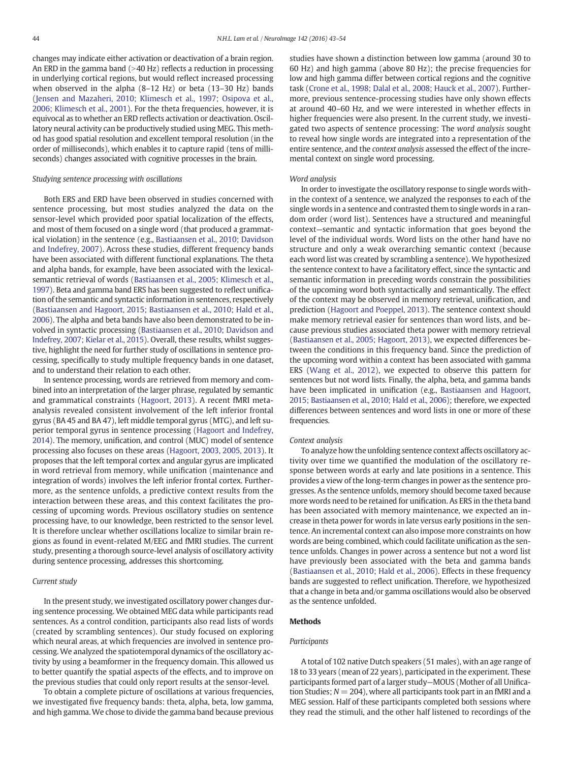changes may indicate either activation or deactivation of a brain region. An ERD in the gamma band (>40 Hz) reflects a reduction in processing in underlying cortical regions, but would reflect increased processing when observed in the alpha (8–12 Hz) or beta (13–30 Hz) bands (Jensen and Mazaheri, 2010; Klimesch et al., 1997; Osipova et al., 2006; Klimesch et al., 2001). For the theta frequencies, however, it is equivocal as to whether an ERD reflects activation or deactivation. Oscillatory neural activity can be productively studied using MEG. This method has good spatial resolution and excellent temporal resolution (in the order of milliseconds), which enables it to capture rapid (tens of milliseconds) changes associated with cognitive processes in the brain.

### *Studying sentence processing with oscillations*

Both ERS and ERD have been observed in studies concerned with sentence processing, but most studies analyzed the data on the sensor-level which provided poor spatial localization of the effects, and most of them focused on a single word (that produced a grammatical violation) in the sentence (e.g., Bastiaansen et al., 2010; Davidson and Indefrey, 2007). Across these studies, different frequency bands have been associated with different functional explanations. The theta and alpha bands, for example, have been associated with the lexical-semantic retrieval of words (Bastiaansen et al., 2005; Klimesch et al., 1997). Beta and gamma band ERS has been suggested to reflect unification of the semantic and syntactic information in sentences, respectively (Bastiaansen and Hagoort, 2015; Bastiaansen et al., 2010; Hald et al., 2006). The alpha and beta bands have also been demonstrated to be involved in syntactic processing (Bastiaansen et al., 2010; Davidson and Indefrey, 2007; Kielar et al., 2015). Overall, these results, whilst suggestive, highlight the need for further study of oscillations in sentence processing, specifically to study multiple frequency bands in one dataset, and to understand their relation to each other.

In sentence processing, words are retrieved from memory and combined into an interpretation of the larger phrase, regulated by semantic and grammatical constraints (Hagoort, 2013). A recent fMRI meta-analysis revealed consistent involvement of the left inferior frontal gyrus (BA 45 and BA 47), left middle temporal gyrus (MTG), and left superior temporal gyrus in sentence processing (Hagoort and Indefrey, 2014). The memory, unification, and control (MUC) model of sentence processing also focuses on these areas (Hagoort, 2003, 2005, 2013). It proposes that the left temporal cortex and angular gyrus are implicated in word retrieval from memory, while unification (maintenance and integration of words) involves the left inferior frontal cortex. Furthermore, as the sentence unfolds, a predictive context results from the interaction between these areas, and this context facilitates the processing of upcoming words. Previous oscillatory studies on sentence processing have, to our knowledge, been restricted to the sensor level. It is therefore unclear whether oscillations localize to similar brain regions as found in event-related M/EEG and fMRI studies. The current study, presenting a thorough source-level analysis of oscillatory activity during sentence processing, addresses this shortcoming.

### *Current study*

In the present study, we investigated oscillatory power changes during sentence processing. We obtained MEG data while participants read sentences. As a control condition, participants also read lists of words (created by scrambling sentences). Our study focused on exploring which neural areas, at which frequencies are involved in sentence processing. We analyzed the spatiotemporal dynamics of the oscillatory activity by using a beamformer in the frequency domain. This allowed us to better quantify the spatial aspects of the effects, and to improve on the previous studies that could only report results at the sensor-level.

To obtain a complete picture of oscillations at various frequencies, we investigated five frequency bands: theta, alpha, beta, low gamma, and high gamma. We chose to divide the gamma band because previous studies have shown a distinction between low gamma (around 30 to 60 Hz) and high gamma (above 80 Hz); the precise frequencies for low and high gamma differ between cortical regions and the cognitive task (Crone et al., 1998; Dalal et al., 2008; Hauck et al., 2007). Furthermore, previous sentence-processing studies have only shown effects at around 40–60 Hz, and we were interested in whether effects in higher frequencies were also present. In the current study, we investigated two aspects of sentence processing: The *word analysis* sought to reveal how single words are integrated into a representation of the entire sentence, and the *context analysis* assessed the effect of the incremental context on single word processing.

### *Word analysis*

In order to investigate the oscillatory response to single words within the context of a sentence, we analyzed the responses to each of the single words in a sentence and contrasted them to single words in a random order (word list). Sentences have a structured and meaningful context—semantic and syntactic information that goes beyond the level of the individual words. Word lists on the other hand have no structure and only a weak overarching semantic context (because each word list was created by scrambling a sentence). We hypothesized the sentence context to have a facilitatory effect, since the syntactic and semantic information in preceding words constrain the possibilities of the upcoming word both syntactically and semantically. The effect of the context may be observed in memory retrieval, unification, and prediction (Hagoort and Poeppel, 2013). The sentence context should make memory retrieval easier for sentences than word lists, and because previous studies associated theta power with memory retrieval (Bastiaansen et al., 2005; Hagoort, 2013), we expected differences between the conditions in this frequency band. Since the prediction of the upcoming word within a context has been associated with gamma ERS (Wang et al., 2012), we expected to observe this pattern for sentences but not word lists. Finally, the alpha, beta, and gamma bands have been implicated in unification (e.g., Bastiaansen and Hagoort, 2015; Bastiaansen et al., 2010; Hald et al., 2006); therefore, we expected differences between sentences and word lists in one or more of these frequencies.

### *Context analysis*

To analyze how the unfolding sentence context affects oscillatory activity over time we quantified the modulation of the oscillatory response between words at early and late positions in a sentence. This provides a view of the long-term changes in power as the sentence progresses. As the sentence unfolds, memory should become taxed because more words need to be retained for unification. As ERS in the theta band has been associated with memory maintenance, we expected an increase in theta power for words in late versus early positions in the sentence. An incremental context can also impose more constraints on how words are being combined, which could facilitate unification as the sentence unfolds. Changes in power across a sentence but not a word list have previously been associated with the beta and gamma bands (Bastiaansen et al., 2010; Hald et al., 2006). Effects in these frequency bands are suggested to reflect unification. Therefore, we hypothesized that a change in beta and/or gamma oscillations would also be observed as the sentence unfolded.

## Methods

### *Participants*

A total of 102 native Dutch speakers (51 males), with an age range of 18 to 33 years (mean of 22 years), participated in the experiment. These participants formed part of a larger study—MOUS (Mother of all Unification Studies; $N = 204$), where all participants took part in an fMRI and a MEG session. Half of these participants completed both sessions where they read the stimuli, and the other half listened to recordings of the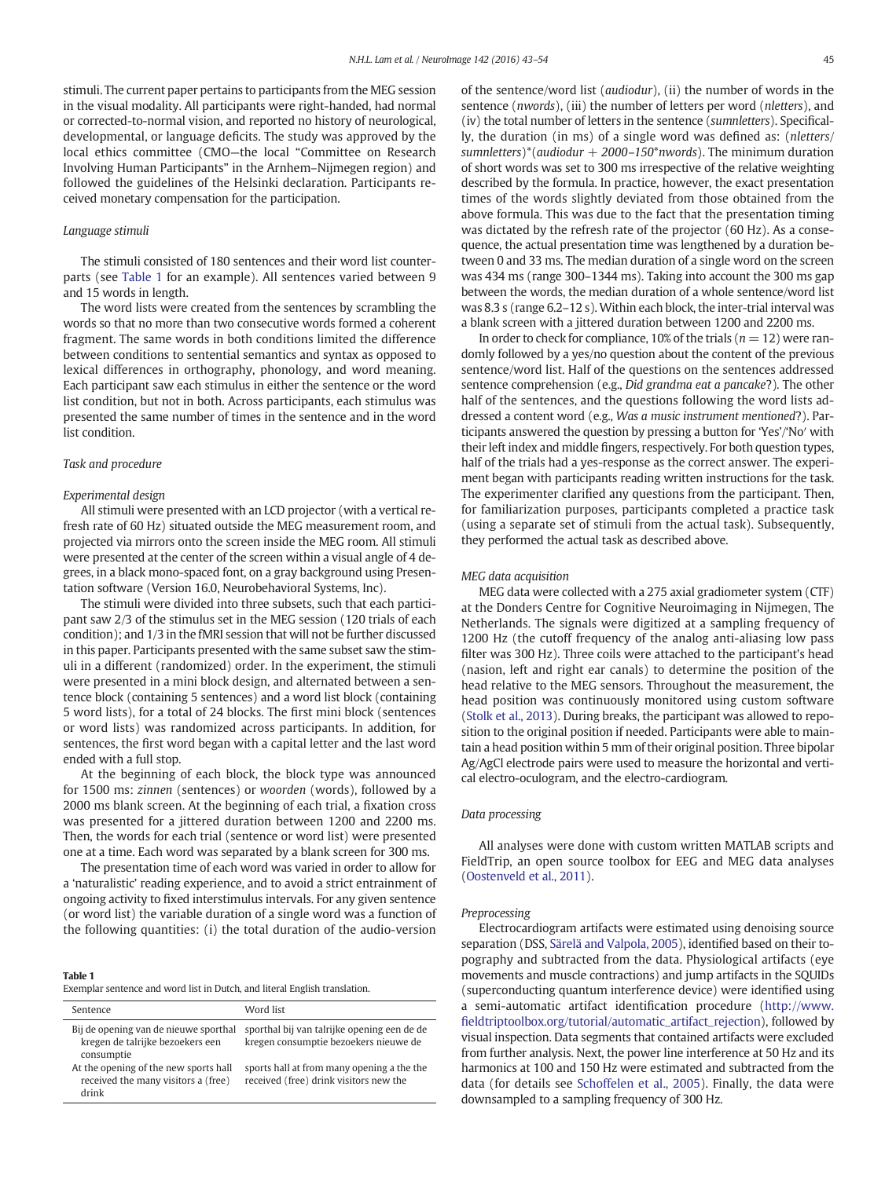stimuli. The current paper pertains to participants from the MEG session in the visual modality. All participants were right-handed, had normal or corrected-to-normal vision, and reported no history of neurological, developmental, or language deficits. The study was approved by the local ethics committee (CMO—the local "Committee on Research Involving Human Participants" in the Arnhem–Nijmegen region) and followed the guidelines of the Helsinki declaration. Participants received monetary compensation for the participation.

### *Language stimuli*

The stimuli consisted of 180 sentences and their word list counterparts (see Table 1 for an example). All sentences varied between 9 and 15 words in length.

The word lists were created from the sentences by scrambling the words so that no more than two consecutive words formed a coherent fragment. The same words in both conditions limited the difference between conditions to sentential semantics and syntax as opposed to lexical differences in orthography, phonology, and word meaning. Each participant saw each stimulus in either the sentence or the word list condition, but not in both. Across participants, each stimulus was presented the same number of times in the sentence and in the word list condition.

### *Task and procedure*

#### *Experimental design*

All stimuli were presented with an LCD projector (with a vertical refresh rate of 60 Hz) situated outside the MEG measurement room, and projected via mirrors onto the screen inside the MEG room. All stimuli were presented at the center of the screen within a visual angle of 4 degrees, in a black mono-spaced font, on a gray background using Presentation software (Version 16.0, Neurobehavioral Systems, Inc).

The stimuli were divided into three subsets, such that each participant saw 2/3 of the stimulus set in the MEG session (120 trials of each condition); and 1/3 in the fMRI session that will not be further discussed in this paper. Participants presented with the same subset saw the stimuli in a different (randomized) order. In the experiment, the stimuli were presented in a mini block design, and alternated between a sentence block (containing 5 sentences) and a word list block (containing 5 word lists), for a total of 24 blocks. The first mini block (sentences or word lists) was randomized across participants. In addition, for sentences, the first word began with a capital letter and the last word ended with a full stop.

At the beginning of each block, the block type was announced for 1500 ms: *zinnen* (sentences) or *woorden* (words), followed by a 2000 ms blank screen. At the beginning of each trial, a fixation cross was presented for a jittered duration between 1200 and 2200 ms. Then, the words for each trial (sentence or word list) were presented one at a time. Each word was separated by a blank screen for 300 ms.

The presentation time of each word was varied in order to allow for a 'naturalistic' reading experience, and to avoid a strict entrainment of ongoing activity to fixed interstimulus intervals. For any given sentence (or word list) the variable duration of a single word was a function of the following quantities: (i) the total duration of the audio-version of the sentence/word list (*audiodur*), (ii) the number of words in the sentence (*nwords*), (iii) the number of letters per word (*nletters*), and (iv) the total number of letters in the sentence (*sumnletters*). Specifically, the duration (in ms) of a single word was defined as: $(nletters/sumnletters)*(audiodur + 2000–150*nwords)$. The minimum duration of short words was set to 300 ms irrespective of the relative weighting described by the formula. In practice, however, the exact presentation times of the words slightly deviated from those obtained from the above formula. This was due to the fact that the presentation timing was dictated by the refresh rate of the projector (60 Hz). As a consequence, the actual presentation time was lengthened by a duration between 0 and 33 ms. The median duration of a single word on the screen was 434 ms (range 300–1344 ms). Taking into account the 300 ms gap between the words, the median duration of a whole sentence/word list was 8.3 s (range 6.2–12 s). Within each block, the inter-trial interval was a blank screen with a jittered duration between 1200 and 2200 ms.

In order to check for compliance, 10% of the trials ($n = 12$) were randomly followed by a yes/no question about the content of the previous sentence/word list. Half of the questions on the sentences addressed sentence comprehension (e.g., *Did grandma eat a pancake*?). The other half of the sentences, and the questions following the word lists addressed a content word (e.g., *Was a music instrument mentioned*?). Participants answered the question by pressing a button for 'Yes'/'No' with their left index and middle fingers, respectively. For both question types, half of the trials had a yes-response as the correct answer. The experiment began with participants reading written instructions for the task. The experimenter clarified any questions from the participant. Then, for familiarization purposes, participants completed a practice task (using a separate set of stimuli from the actual task). Subsequently, they performed the actual task as described above.

#### *MEG data acquisition*

MEG data were collected with a 275 axial gradiometer system (CTF) at the Donders Centre for Cognitive Neuroimaging in Nijmegen, The Netherlands. The signals were digitized at a sampling frequency of 1200 Hz (the cutoff frequency of the analog anti-aliasing low pass filter was 300 Hz). Three coils were attached to the participant's head (nasion, left and right ear canals) to determine the position of the head relative to the MEG sensors. Throughout the measurement, the head position was continuously monitored using custom software (Stolk et al., 2013). During breaks, the participant was allowed to reposition to the original position if needed. Participants were able to maintain a head position within 5 mm of their original position. Three bipolar Ag/AgCl electrode pairs were used to measure the horizontal and vertical electro-oculogram, and the electro-cardiogram.

### *Data processing*

All analyses were done with custom written MATLAB scripts and FieldTrip, an open source toolbox for EEG and MEG data analyses (Oostenveld et al., 2011).

#### *Preprocessing*

Electrocardiogram artifacts were estimated using denoising source separation (DSS, Särelä and Valpola, 2005), identified based on their topography and subtracted from the data. Physiological artifacts (eye movements and muscle contractions) and jump artifacts in the SQUIDs (superconducting quantum interference device) were identified using a semi-automatic artifact identification procedure (http://www.fieldtriptoolbox.org/tutorial/automatic_artifact_rejection), followed by visual inspection. Data segments that contained artifacts were excluded from further analysis. Next, the power line interference at 50 Hz and its harmonics at 100 and 150 Hz were estimated and subtracted from the data (for details see Schoffelen et al., 2005). Finally, the data were downsampled to a sampling frequency of 300 Hz.

**Table 1**
Exemplar sentence and word list in Dutch, and literal English translation.

| Sentence | Word list |
| --- | --- |
| Bij de opening van de nieuwe sporthal kregen de talrijke bezoekers een consumptie | sporthal bij van talrijke opening een de de kregen consumptie bezoekers nieuwe de |
| At the opening of the new sports hall received the many visitors a (free) drink | sports hall at from many opening a the the received (free) drink visitors new the |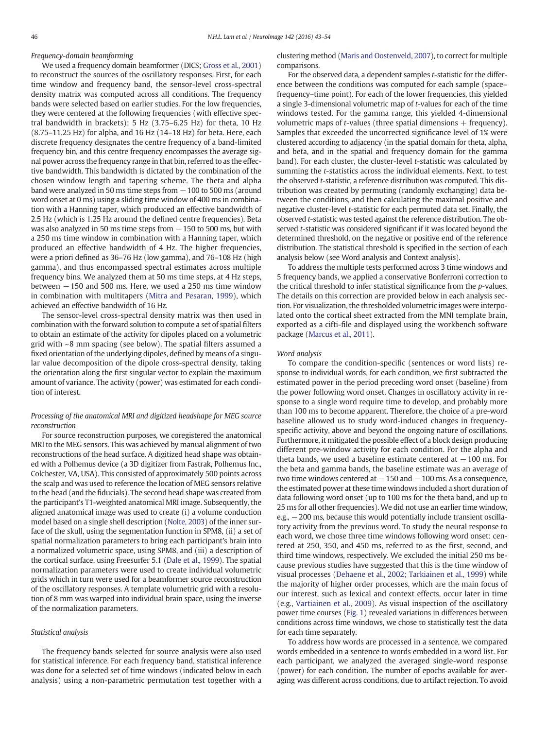### Frequency-domain beamforming

We used a frequency domain beamformer (DICS; Gross et al., 2001) to reconstruct the sources of the oscillatory responses. First, for each time window and frequency band, the sensor-level cross-spectral density matrix was computed across all conditions. The frequency bands were selected based on earlier studies. For the low frequencies, they were centered at the following frequencies (with effective spectral bandwidth in brackets): 5 Hz (3.75–6.25 Hz) for theta, 10 Hz (8.75–11.25 Hz) for alpha, and 16 Hz (14–18 Hz) for beta. Here, each discrete frequency designates the centre frequency of a band-limited frequency bin, and this centre frequency encompasses the average signal power across the frequency range in that bin, referred to as the effective bandwidth. This bandwidth is dictated by the combination of the chosen window length and tapering scheme. The theta and alpha band were analyzed in 50 ms time steps from −100 to 500 ms (around word onset at 0 ms) using a sliding time window of 400 ms in combination with a Hanning taper, which produced an effective bandwidth of 2.5 Hz (which is 1.25 Hz around the defined centre frequencies). Beta was also analyzed in 50 ms time steps from −150 to 500 ms, but with a 250 ms time window in combination with a Hanning taper, which produced an effective bandwidth of 4 Hz. The higher frequencies, were a priori defined as 36–76 Hz (low gamma), and 76–108 Hz (high gamma), and thus encompassed spectral estimates across multiple frequency bins. We analyzed them at 50 ms time steps, at 4 Hz steps, between −150 and 500 ms. Here, we used a 250 ms time window in combination with multitapers (Mitra and Pesaran, 1999), which achieved an effective bandwidth of 16 Hz.

The sensor-level cross-spectral density matrix was then used in combination with the forward solution to compute a set of spatial filters to obtain an estimate of the activity for dipoles placed on a volumetric grid with ~8 mm spacing (see below). The spatial filters assumed a fixed orientation of the underlying dipoles, defined by means of a singular value decomposition of the dipole cross-spectral density, taking the orientation along the first singular vector to explain the maximum amount of variance. The activity (power) was estimated for each condition of interest.

### Processing of the anatomical MRI and digitized headshape for MEG source reconstruction

For source reconstruction purposes, we coregistered the anatomical MRI to the MEG sensors. This was achieved by manual alignment of two reconstructions of the head surface. A digitized head shape was obtained with a Polhemus device (a 3D digitizer from Fastrak, Polhemus Inc., Colchester, VA, USA). This consisted of approximately 500 points across the scalp and was used to reference the location of MEG sensors relative to the head (and the fiducials). The second head shape was created from the participant's T1-weighted anatomical MRI image. Subsequently, the aligned anatomical image was used to create (i) a volume conduction model based on a single shell description (Nolte, 2003) of the inner surface of the skull, using the segmentation function in SPM8, (ii) a set of spatial normalization parameters to bring each participant's brain into a normalized volumetric space, using SPM8, and (iii) a description of the cortical surface, using Freesurfer 5.1 (Dale et al., 1999). The spatial normalization parameters were used to create individual volumetric grids which in turn were used for a beamformer source reconstruction of the oscillatory responses. A template volumetric grid with a resolution of 8 mm was warped into individual brain space, using the inverse of the normalization parameters.

### Statistical analysis

The frequency bands selected for source analysis were also used for statistical inference. For each frequency band, statistical inference was done for a selected set of time windows (indicated below in each analysis) using a non-parametric permutation test together with a clustering method (Maris and Oostenveld, 2007), to correct for multiple comparisons.

For the observed data, a dependent samples $t$-statistic for the difference between the conditions was computed for each sample (space–frequency–time point). For each of the lower frequencies, this yielded a single 3-dimensional volumetric map of $t$-values for each of the time windows tested. For the gamma range, this yielded 4-dimensional volumetric maps of $t$-values (three spatial dimensions + frequency). Samples that exceeded the uncorrected significance level of 1% were clustered according to adjacency (in the spatial domain for theta, alpha, and beta, and in the spatial and frequency domain for the gamma band). For each cluster, the cluster-level $t$-statistic was calculated by summing the $t$-statistics across the individual elements. Next, to test the observed $t$-statistic, a reference distribution was computed. This distribution was created by permuting (randomly exchanging) data between the conditions, and then calculating the maximal positive and negative cluster-level $t$-statistic for each permuted data set. Finally, the observed $t$-statistic was tested against the reference distribution. The observed $t$-statistic was considered significant if it was located beyond the determined threshold, on the negative or positive end of the reference distribution. The statistical threshold is specified in the section of each analysis below (see Word analysis and Context analysis).

To address the multiple tests performed across 3 time windows and 5 frequency bands, we applied a conservative Bonferroni correction to the critical threshold to infer statistical significance from the $p$-values. The details on this correction are provided below in each analysis section. For visualization, the thresholded volumetric images were interpolated onto the cortical sheet extracted from the MNI template brain, exported as a cifti-file and displayed using the workbench software package (Marcus et al., 2011).

### Word analysis

To compare the condition-specific (sentences or word lists) response to individual words, for each condition, we first subtracted the estimated power in the period preceding word onset (baseline) from the power following word onset. Changes in oscillatory activity in response to a single word require time to develop, and probably more than 100 ms to become apparent. Therefore, the choice of a pre-word baseline allowed us to study word-induced changes in frequency-specific activity, above and beyond the ongoing nature of oscillations. Furthermore, it mitigated the possible effect of a block design producing different pre-window activity for each condition. For the alpha and theta bands, we used a baseline estimate centered at −100 ms. For the beta and gamma bands, the baseline estimate was an average of two time windows centered at −150 and −100 ms. As a consequence, the estimated power at these time windows included a short duration of data following word onset (up to 100 ms for the theta band, and up to 25 ms for all other frequencies). We did not use an earlier time window, e.g., −200 ms, because this would potentially include transient oscillatory activity from the previous word. To study the neural response to each word, we chose three time windows following word onset: centered at 250, 350, and 450 ms, referred to as the first, second, and third time windows, respectively. We excluded the initial 250 ms because previous studies have suggested that this is the time window of visual processes (Dehaene et al., 2002; Tarkiainen et al., 1999) while the majority of higher order processes, which are the main focus of our interest, such as lexical and context effects, occur later in time (e.g., Vartiainen et al., 2009). As visual inspection of the oscillatory power time courses (Fig. 1) revealed variations in differences between conditions across time windows, we chose to statistically test the data for each time separately.

To address how words are processed in a sentence, we compared words embedded in a sentence to words embedded in a word list. For each participant, we analyzed the averaged single-word response (power) for each condition. The number of epochs available for averaging was different across conditions, due to artifact rejection. To avoid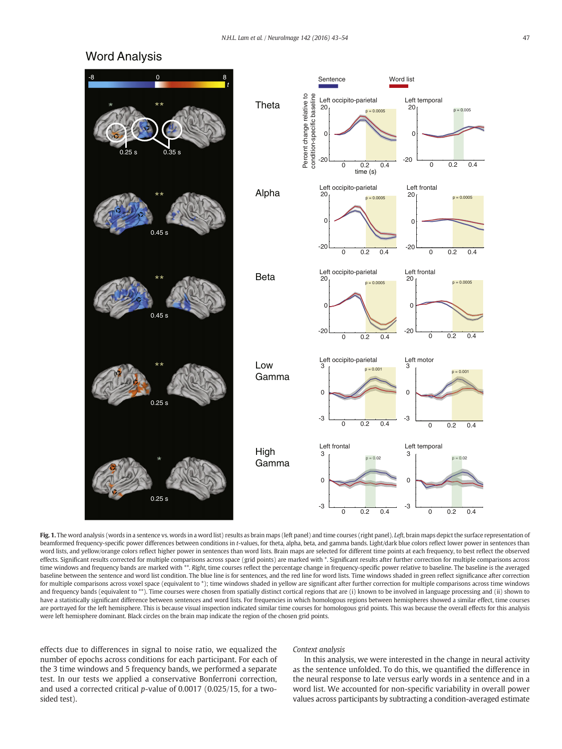**Fig. 1.** The word analysis (words in a sentence vs. words in a word list) results as brain maps (left panel) and time courses (right panel). *Left*, brain maps depict the surface representation of beamformed frequency-specific power differences between conditions in *t*-values, for theta, alpha, beta, and gamma bands. Light/dark blue colors reflect lower power in sentences than word lists, and yellow/orange colors reflect higher power in sentences than word lists. Brain maps are selected for different time points at each frequency, to best reflect the observed effects. Significant results corrected for multiple comparisons across space (grid points) are marked with *. Significant results after further correction for multiple comparisons across time windows and frequency bands are marked with **. *Right*, time courses reflect the percentage change in frequency-specific power relative to baseline. The baseline is the averaged baseline between the sentence and word list condition. The blue line is for sentences, and the red line for word lists. Time windows shaded in green reflect significance after correction for multiple comparisons across voxel space (equivalent to *); time windows shaded in yellow are significant after further correction for multiple comparisons across time windows and frequency bands (equivalent to **). Time courses were chosen from spatially distinct cortical regions that are (i) known to be involved in language processing and (ii) shown to have a statistically significant difference between sentences and word lists. For frequencies in which homologous regions between hemispheres showed a similar effect, time courses are portrayed for the left hemisphere. This is because visual inspection indicated similar time courses for homologous grid points. This was because the overall effects for this analysis were left hemisphere dominant. Black circles on the brain map indicate the region of the chosen grid points.

effects due to differences in signal to noise ratio, we equalized the number of epochs across conditions for each participant. For each of the 3 time windows and 5 frequency bands, we performed a separate test. In our tests we applied a conservative Bonferroni correction, and used a corrected critical *p*-value of 0.0017 (0.025/15, for a two-sided test).

*Context analysis*

In this analysis, we were interested in the change in neural activity as the sentence unfolded. To do this, we quantified the difference in the neural response to late versus early words in a sentence and in a word list. We accounted for non-specific variability in overall power values across participants by subtracting a condition-averaged estimate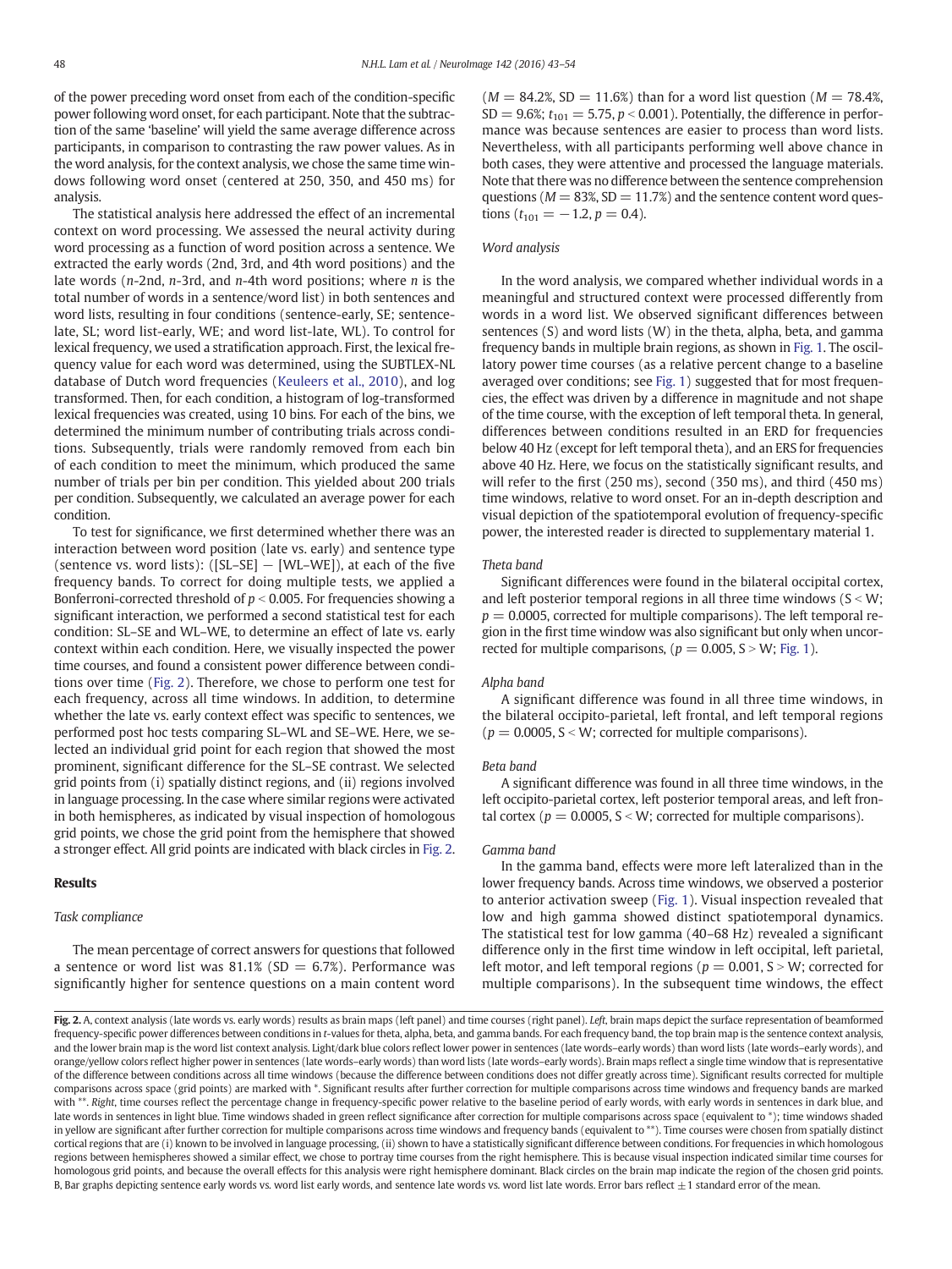of the power preceding word onset from each of the condition-specific power following word onset, for each participant. Note that the subtraction of the same 'baseline' will yield the same average difference across participants, in comparison to contrasting the raw power values. As in the word analysis, for the context analysis, we chose the same time windows following word onset (centered at 250, 350, and 450 ms) for analysis.

The statistical analysis here addressed the effect of an incremental context on word processing. We assessed the neural activity during word processing as a function of word position across a sentence. We extracted the early words (2nd, 3rd, and 4th word positions) and the late words ($n$-2nd, $n$-3rd, and $n$-4th word positions; where $n$ is the total number of words in a sentence/word list) in both sentences and word lists, resulting in four conditions (sentence-early, SE; sentence-late, SL; word list-early, WE; and word list-late, WL). To control for lexical frequency, we used a stratification approach. First, the lexical frequency value for each word was determined, using the SUBTLEX-NL database of Dutch word frequencies (Keuleers et al., 2010), and log transformed. Then, for each condition, a histogram of log-transformed lexical frequencies was created, using 10 bins. For each of the bins, we determined the minimum number of contributing trials across conditions. Subsequently, trials were randomly removed from each bin of each condition to meet the minimum, which produced the same number of trials per bin per condition. This yielded about 200 trials per condition. Subsequently, we calculated an average power for each condition.

To test for significance, we first determined whether there was an interaction between word position (late vs. early) and sentence type (sentence vs. word lists): ([SL–SE] − [WL–WE]), at each of the five frequency bands. To correct for doing multiple tests, we applied a Bonferroni-corrected threshold of $p < 0.005$. For frequencies showing a significant interaction, we performed a second statistical test for each condition: SL–SE and WL–WE, to determine an effect of late vs. early context within each condition. Here, we visually inspected the power time courses, and found a consistent power difference between conditions over time (Fig. 2). Therefore, we chose to perform one test for each frequency, across all time windows. In addition, to determine whether the late vs. early context effect was specific to sentences, we performed post hoc tests comparing SL–WL and SE–WE. Here, we selected an individual grid point for each region that showed the most prominent, significant difference for the SL–SE contrast. We selected grid points from (i) spatially distinct regions, and (ii) regions involved in language processing. In the case where similar regions were activated in both hemispheres, as indicated by visual inspection of homologous grid points, we chose the grid point from the hemisphere that showed a stronger effect. All grid points are indicated with black circles in Fig. 2.

## Results

### Task compliance

The mean percentage of correct answers for questions that followed a sentence or word list was 81.1% (SD = 6.7%). Performance was significantly higher for sentence questions on a main content word ($M = 84.2\%$, SD = 11.6%) than for a word list question ($M = 78.4\%$, SD = 9.6%; $t_{101} = 5.75$, $p < 0.001$). Potentially, the difference in performance was because sentences are easier to process than word lists. Nevertheless, with all participants performing well above chance in both cases, they were attentive and processed the language materials. Note that there was no difference between the sentence comprehension questions ($M = 83\%$, SD = 11.7%) and the sentence content word questions ($t_{101} = -1.2$, $p = 0.4$).

### Word analysis

In the word analysis, we compared whether individual words in a meaningful and structured context were processed differently from words in a word list. We observed significant differences between sentences (S) and word lists (W) in the theta, alpha, beta, and gamma frequency bands in multiple brain regions, as shown in Fig. 1. The oscillatory power time courses (as a relative percent change to a baseline averaged over conditions; see Fig. 1) suggested that for most frequencies, the effect was driven by a difference in magnitude and not shape of the time course, with the exception of left temporal theta. In general, differences between conditions resulted in an ERD for frequencies below 40 Hz (except for left temporal theta), and an ERS for frequencies above 40 Hz. Here, we focus on the statistically significant results, and will refer to the first (250 ms), second (350 ms), and third (450 ms) time windows, relative to word onset. For an in-depth description and visual depiction of the spatiotemporal evolution of frequency-specific power, the interested reader is directed to supplementary material 1.

#### Theta band

Significant differences were found in the bilateral occipital cortex, and left posterior temporal regions in all three time windows (S < W; $p = 0.0005$, corrected for multiple comparisons). The left temporal region in the first time window was also significant but only when uncorrected for multiple comparisons, ($p = 0.005$, S > W; Fig. 1).

#### Alpha band

A significant difference was found in all three time windows, in the bilateral occipito-parietal, left frontal, and left temporal regions ($p = 0.0005$, S < W; corrected for multiple comparisons).

#### Beta band

A significant difference was found in all three time windows, in the left occipito-parietal cortex, left posterior temporal areas, and left frontal cortex ($p = 0.0005$, S < W; corrected for multiple comparisons).

#### Gamma band

In the gamma band, effects were more left lateralized than in the lower frequency bands. Across time windows, we observed a posterior to anterior activation sweep (Fig. 1). Visual inspection revealed that low and high gamma showed distinct spatiotemporal dynamics. The statistical test for low gamma (40–68 Hz) revealed a significant difference only in the first time window in left occipital, left parietal, left motor, and left temporal regions ($p = 0.001$, S > W; corrected for multiple comparisons). In the subsequent time windows, the effect

**Fig. 2.** A, context analysis (late words vs. early words) results as brain maps (left panel) and time courses (right panel). *Left*, brain maps depict the surface representation of beamformed frequency-specific power differences between conditions in t-values for theta, alpha, beta, and gamma bands. For each frequency band, the top brain map is the sentence context analysis, and the lower brain map is the word list context analysis. Light/dark blue colors reflect lower power in sentences (late words–early words) than word lists (late words–early words), and orange/yellow colors reflect higher power in sentences (late words–early words) than word lists (late words–early words). Brain maps reflect a single time window that is representative of the difference between conditions across all time windows (because the difference between conditions does not differ greatly across time). Significant results corrected for multiple comparisons across space (grid points) are marked with *. Significant results after further correction for multiple comparisons across time windows and frequency bands are marked with **. *Right*, time courses reflect the percentage change in frequency-specific power relative to the baseline period of early words, with early words in sentences in dark blue, and late words in sentences in light blue. Time windows shaded in green reflect significance after correction for multiple comparisons across space (equivalent to *); time windows shaded in yellow are significant after further correction for multiple comparisons across time windows and frequency bands (equivalent to **). Time courses were chosen from spatially distinct cortical regions that are (i) known to be involved in language processing, (ii) shown to have a statistically significant difference between conditions. For frequencies in which homologous regions between hemispheres showed a similar effect, we chose to portray time courses from the right hemisphere. This is because visual inspection indicated similar time courses for homologous grid points, and because the overall effects for this analysis were right hemisphere dominant. Black circles on the brain map indicate the region of the chosen grid points. B, Bar graphs depicting sentence early words vs. word list early words, and sentence late words vs. word list late words. Error bars reflect ±1 standard error of the mean.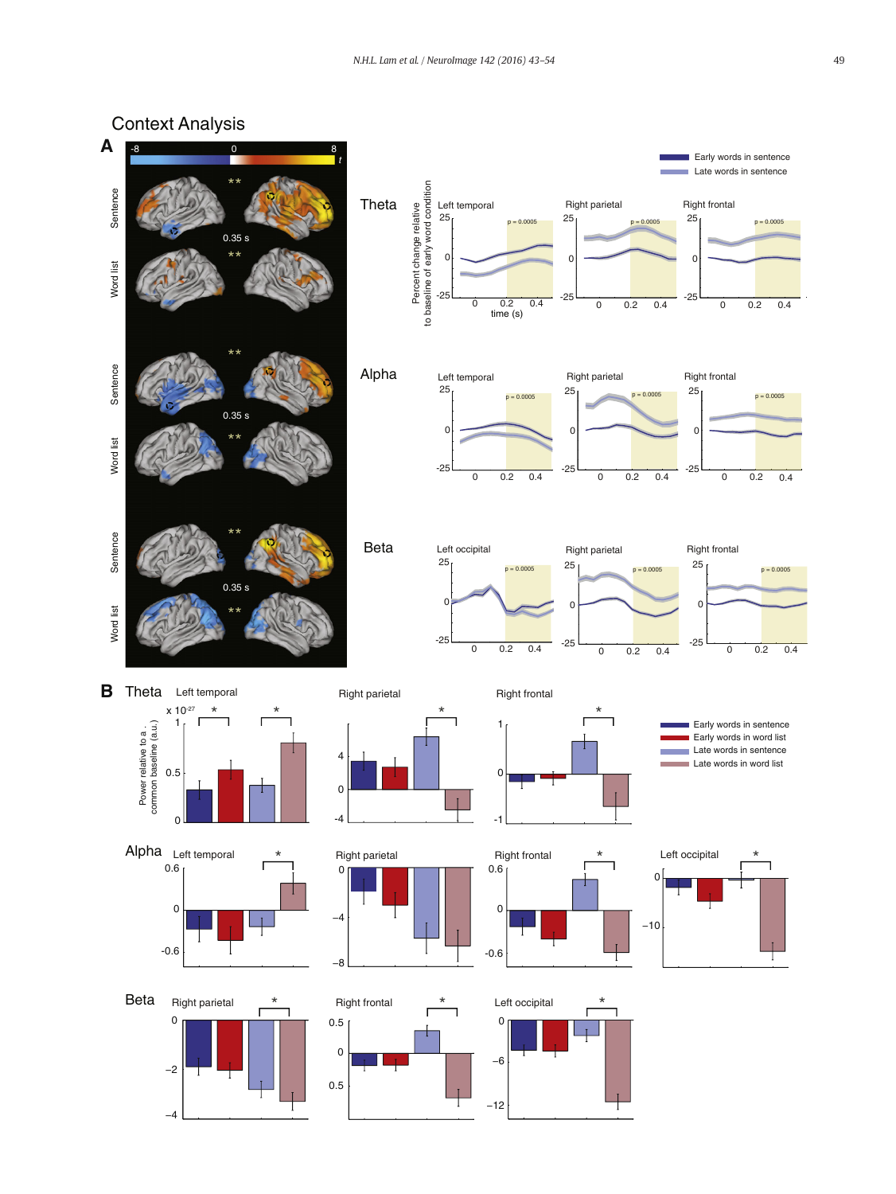Context Analysis

**A**

Sentence / Word list — 0.35 s (Theta, Alpha, Beta)

Early words in sentence
Late words in sentence

**Theta** — Left temporal; Right parietal; Right frontal (p = 0.0005)

**Alpha** — Left temporal; Right parietal; Right frontal (p = 0.0005)

**Beta** — Left occipital; Right parietal; Right frontal (p = 0.0005)

Percent change relative to baseline of early word condition

time (s)

**B**

Early words in sentence
Early words in word list
Late words in sentence
Late words in word list

Power relative to a common baseline (a.u.)

**Theta** — Left temporal ($x\ 10^{-27}$); Right parietal; Right frontal

**Alpha** — Left temporal; Right parietal; Right frontal; Left occipital

**Beta** — Right parietal; Right frontal; Left occipital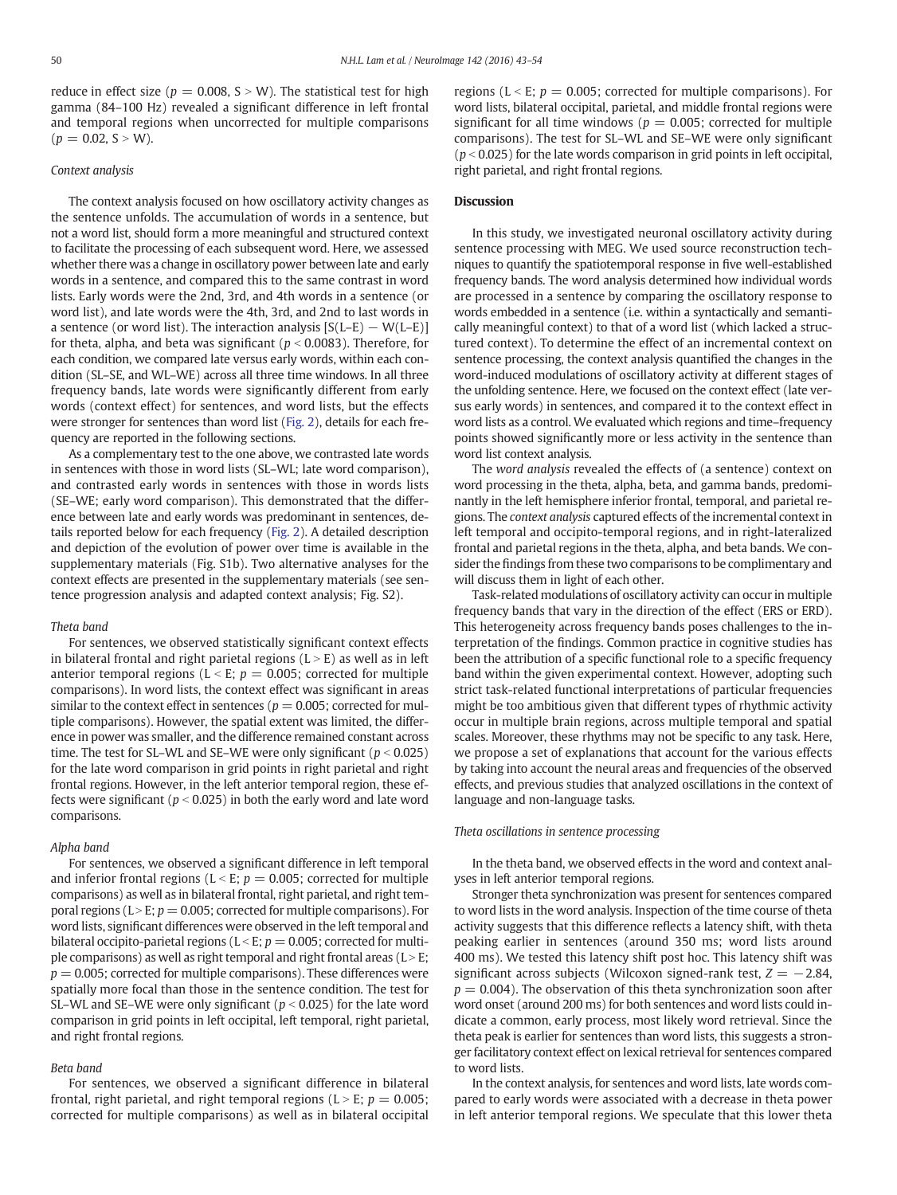reduce in effect size ($p = 0.008$, S > W). The statistical test for high gamma (84–100 Hz) revealed a significant difference in left frontal and temporal regions when uncorrected for multiple comparisons ($p = 0.02$, S > W).

### Context analysis

The context analysis focused on how oscillatory activity changes as the sentence unfolds. The accumulation of words in a sentence, but not a word list, should form a more meaningful and structured context to facilitate the processing of each subsequent word. Here, we assessed whether there was a change in oscillatory power between late and early words in a sentence, and compared this to the same contrast in word lists. Early words were the 2nd, 3rd, and 4th words in a sentence (or word list), and late words were the 4th, 3rd, and 2nd to last words in a sentence (or word list). The interaction analysis [S(L–E) − W(L–E)] for theta, alpha, and beta was significant ($p < 0.0083$). Therefore, for each condition, we compared late versus early words, within each condition (SL–SE, and WL–WE) across all three time windows. In all three frequency bands, late words were significantly different from early words (context effect) for sentences, and word lists, but the effects were stronger for sentences than word list (Fig. 2), details for each frequency are reported in the following sections.

As a complementary test to the one above, we contrasted late words in sentences with those in word lists (SL–WL; late word comparison), and contrasted early words in sentences with those in words lists (SE–WE; early word comparison). This demonstrated that the difference between late and early words was predominant in sentences, details reported below for each frequency (Fig. 2). A detailed description and depiction of the evolution of power over time is available in the supplementary materials (Fig. S1b). Two alternative analyses for the context effects are presented in the supplementary materials (see sentence progression analysis and adapted context analysis; Fig. S2).

#### Theta band

For sentences, we observed statistically significant context effects in bilateral frontal and right parietal regions (L > E) as well as in left anterior temporal regions (L < E; $p = 0.005$; corrected for multiple comparisons). In word lists, the context effect was significant in areas similar to the context effect in sentences ($p = 0.005$; corrected for multiple comparisons). However, the spatial extent was limited, the difference in power was smaller, and the difference remained constant across time. The test for SL–WL and SE–WE were only significant ($p < 0.025$) for the late word comparison in grid points in right parietal and right frontal regions. However, in the left anterior temporal region, these effects were significant ($p < 0.025$) in both the early word and late word comparisons.

#### Alpha band

For sentences, we observed a significant difference in left temporal and inferior frontal regions (L < E; $p = 0.005$; corrected for multiple comparisons) as well as in bilateral frontal, right parietal, and right temporal regions (L > E; $p = 0.005$; corrected for multiple comparisons). For word lists, significant differences were observed in the left temporal and bilateral occipito-parietal regions (L < E; $p = 0.005$; corrected for multiple comparisons) as well as right temporal and right frontal areas (L > E; $p = 0.005$; corrected for multiple comparisons). These differences were spatially more focal than those in the sentence condition. The test for SL–WL and SE–WE were only significant ($p < 0.025$) for the late word comparison in grid points in left occipital, left temporal, right parietal, and right frontal regions.

#### Beta band

For sentences, we observed a significant difference in bilateral frontal, right parietal, and right temporal regions (L > E; $p = 0.005$; corrected for multiple comparisons) as well as in bilateral occipital regions (L < E; $p = 0.005$; corrected for multiple comparisons). For word lists, bilateral occipital, parietal, and middle frontal regions were significant for all time windows ($p = 0.005$; corrected for multiple comparisons). The test for SL–WL and SE–WE were only significant ($p < 0.025$) for the late words comparison in grid points in left occipital, right parietal, and right frontal regions.

## Discussion

In this study, we investigated neuronal oscillatory activity during sentence processing with MEG. We used source reconstruction techniques to quantify the spatiotemporal response in five well-established frequency bands. The word analysis determined how individual words are processed in a sentence by comparing the oscillatory response to words embedded in a sentence (i.e. within a syntactically and semantically meaningful context) to that of a word list (which lacked a structured context). To determine the effect of an incremental context on sentence processing, the context analysis quantified the changes in the word-induced modulations of oscillatory activity at different stages of the unfolding sentence. Here, we focused on the context effect (late versus early words) in sentences, and compared it to the context effect in word lists as a control. We evaluated which regions and time–frequency points showed significantly more or less activity in the sentence than word list context analysis.

The *word analysis* revealed the effects of (a sentence) context on word processing in the theta, alpha, beta, and gamma bands, predominantly in the left hemisphere inferior frontal, temporal, and parietal regions. The *context analysis* captured effects of the incremental context in left temporal and occipito-temporal regions, and in right-lateralized frontal and parietal regions in the theta, alpha, and beta bands. We consider the findings from these two comparisons to be complimentary and will discuss them in light of each other.

Task-related modulations of oscillatory activity can occur in multiple frequency bands that vary in the direction of the effect (ERS or ERD). This heterogeneity across frequency bands poses challenges to the interpretation of the findings. Common practice in cognitive studies has been the attribution of a specific functional role to a specific frequency band within the given experimental context. However, adopting such strict task-related functional interpretations of particular frequencies might be too ambitious given that different types of rhythmic activity occur in multiple brain regions, across multiple temporal and spatial scales. Moreover, these rhythms may not be specific to any task. Here, we propose a set of explanations that account for the various effects by taking into account the neural areas and frequencies of the observed effects, and previous studies that analyzed oscillations in the context of language and non-language tasks.

### Theta oscillations in sentence processing

In the theta band, we observed effects in the word and context analyses in left anterior temporal regions.

Stronger theta synchronization was present for sentences compared to word lists in the word analysis. Inspection of the time course of theta activity suggests that this difference reflects a latency shift, with theta peaking earlier in sentences (around 350 ms; word lists around 400 ms). We tested this latency shift post hoc. This latency shift was significant across subjects (Wilcoxon signed-rank test, $Z = -2.84$, $p = 0.004$). The observation of this theta synchronization soon after word onset (around 200 ms) for both sentences and word lists could indicate a common, early process, most likely word retrieval. Since the theta peak is earlier for sentences than word lists, this suggests a stronger facilitatory context effect on lexical retrieval for sentences compared to word lists.

In the context analysis, for sentences and word lists, late words compared to early words were associated with a decrease in theta power in left anterior temporal regions. We speculate that this lower theta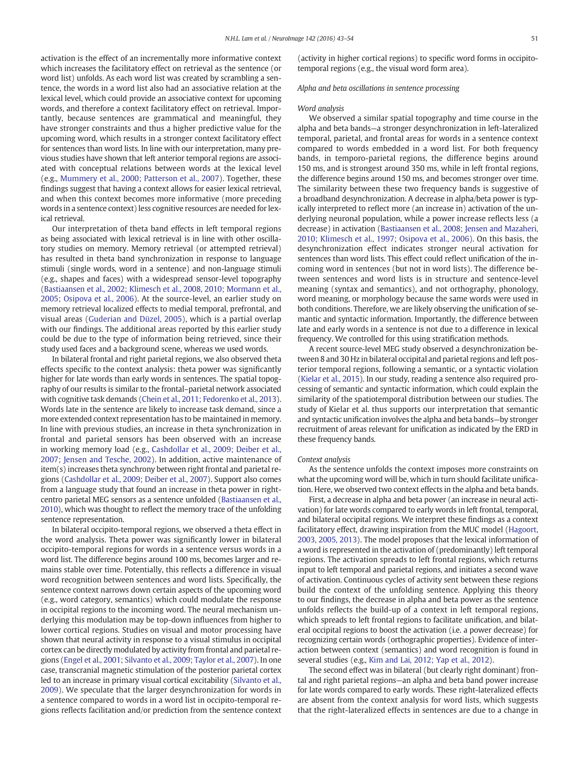activation is the effect of an incrementally more informative context which increases the facilitatory effect on retrieval as the sentence (or word list) unfolds. As each word list was created by scrambling a sentence, the words in a word list also had an associative relation at the lexical level, which could provide an associative context for upcoming words, and therefore a context facilitatory effect on retrieval. Importantly, because sentences are grammatical and meaningful, they have stronger constraints and thus a higher predictive value for the upcoming word, which results in a stronger context facilitatory effect for sentences than word lists. In line with our interpretation, many previous studies have shown that left anterior temporal regions are associated with conceptual relations between words at the lexical level (e.g., Mummery et al., 2000; Patterson et al., 2007). Together, these findings suggest that having a context allows for easier lexical retrieval, and when this context becomes more informative (more preceding words in a sentence context) less cognitive resources are needed for lexical retrieval.

Our interpretation of theta band effects in left temporal regions as being associated with lexical retrieval is in line with other oscillatory studies on memory. Memory retrieval (or attempted retrieval) has resulted in theta band synchronization in response to language stimuli (single words, word in a sentence) and non-language stimuli (e.g., shapes and faces) with a widespread sensor-level topography (Bastiaansen et al., 2002; Klimesch et al., 2008, 2010; Mormann et al., 2005; Osipova et al., 2006). At the source-level, an earlier study on memory retrieval localized effects to medial temporal, prefrontal, and visual areas (Guderian and Düzel, 2005), which is a partial overlap with our findings. The additional areas reported by this earlier study could be due to the type of information being retrieved, since their study used faces and a background scene, whereas we used words.

In bilateral frontal and right parietal regions, we also observed theta effects specific to the context analysis: theta power was significantly higher for late words than early words in sentences. The spatial topography of our results is similar to the frontal–parietal network associated with cognitive task demands (Chein et al., 2011; Fedorenko et al., 2013). Words late in the sentence are likely to increase task demand, since a more extended context representation has to be maintained in memory. In line with previous studies, an increase in theta synchronization in frontal and parietal sensors has been observed with an increase in working memory load (e.g., Cashdollar et al., 2009; Deiber et al., 2007; Jensen and Tesche, 2002). In addition, active maintenance of item(s) increases theta synchrony between right frontal and parietal regions (Cashdollar et al., 2009; Deiber et al., 2007). Support also comes from a language study that found an increase in theta power in right-centro parietal MEG sensors as a sentence unfolded (Bastiaansen et al., 2010), which was thought to reflect the memory trace of the unfolding sentence representation.

In bilateral occipito-temporal regions, we observed a theta effect in the word analysis. Theta power was significantly lower in bilateral occipito-temporal regions for words in a sentence versus words in a word list. The difference begins around 100 ms, becomes larger and remains stable over time. Potentially, this reflects a difference in visual word recognition between sentences and word lists. Specifically, the sentence context narrows down certain aspects of the upcoming word (e.g., word category, semantics) which could modulate the response in occipital regions to the incoming word. The neural mechanism underlying this modulation may be top-down influences from higher to lower cortical regions. Studies on visual and motor processing have shown that neural activity in response to a visual stimulus in occipital cortex can be directly modulated by activity from frontal and parietal regions (Engel et al., 2001; Silvanto et al., 2009; Taylor et al., 2007). In one case, transcranial magnetic stimulation of the posterior parietal cortex led to an increase in primary visual cortical excitability (Silvanto et al., 2009). We speculate that the larger desynchronization for words in a sentence compared to words in a word list in occipito-temporal regions reflects facilitation and/or prediction from the sentence context (activity in higher cortical regions) to specific word forms in occipito-temporal regions (e.g., the visual word form area).

### *Alpha and beta oscillations in sentence processing*

#### *Word analysis*

We observed a similar spatial topography and time course in the alpha and beta bands—a stronger desynchronization in left-lateralized temporal, parietal, and frontal areas for words in a sentence context compared to words embedded in a word list. For both frequency bands, in temporo-parietal regions, the difference begins around 150 ms, and is strongest around 350 ms, while in left frontal regions, the difference begins around 150 ms, and becomes stronger over time. The similarity between these two frequency bands is suggestive of a broadband desynchronization. A decrease in alpha/beta power is typically interpreted to reflect more (an increase in) activation of the underlying neuronal population, while a power increase reflects less (a decrease) in activation (Bastiaansen et al., 2008; Jensen and Mazaheri, 2010; Klimesch et al., 1997; Osipova et al., 2006). On this basis, the desynchronization effect indicates stronger neural activation for sentences than word lists. This effect could reflect unification of the incoming word in sentences (but not in word lists). The difference between sentences and word lists is in structure and sentence-level meaning (syntax and semantics), and not orthography, phonology, word meaning, or morphology because the same words were used in both conditions. Therefore, we are likely observing the unification of semantic and syntactic information. Importantly, the difference between late and early words in a sentence is not due to a difference in lexical frequency. We controlled for this using stratification methods.

A recent source-level MEG study observed a desynchronization between 8 and 30 Hz in bilateral occipital and parietal regions and left posterior temporal regions, following a semantic, or a syntactic violation (Kielar et al., 2015). In our study, reading a sentence also required processing of semantic and syntactic information, which could explain the similarity of the spatiotemporal distribution between our studies. The study of Kielar et al. thus supports our interpretation that semantic and syntactic unification involves the alpha and beta bands—by stronger recruitment of areas relevant for unification as indicated by the ERD in these frequency bands.

#### *Context analysis*

As the sentence unfolds the context imposes more constraints on what the upcoming word will be, which in turn should facilitate unification. Here, we observed two context effects in the alpha and beta bands.

First, a decrease in alpha and beta power (an increase in neural activation) for late words compared to early words in left frontal, temporal, and bilateral occipital regions. We interpret these findings as a context facilitatory effect, drawing inspiration from the MUC model (Hagoort, 2003, 2005, 2013). The model proposes that the lexical information of a word is represented in the activation of (predominantly) left temporal regions. The activation spreads to left frontal regions, which returns input to left temporal and parietal regions, and initiates a second wave of activation. Continuous cycles of activity sent between these regions build the context of the unfolding sentence. Applying this theory to our findings, the decrease in alpha and beta power as the sentence unfolds reflects the build-up of a context in left temporal regions, which spreads to left frontal regions to facilitate unification, and bilateral occipital regions to boost the activation (i.e. a power decrease) for recognizing certain words (orthographic properties). Evidence of interaction between context (semantics) and word recognition is found in several studies (e.g., Kim and Lai, 2012; Yap et al., 2012).

The second effect was in bilateral (but clearly right dominant) frontal and right parietal regions—an alpha and beta band power increase for late words compared to early words. These right-lateralized effects are absent from the context analysis for word lists, which suggests that the right-lateralized effects in sentences are due to a change in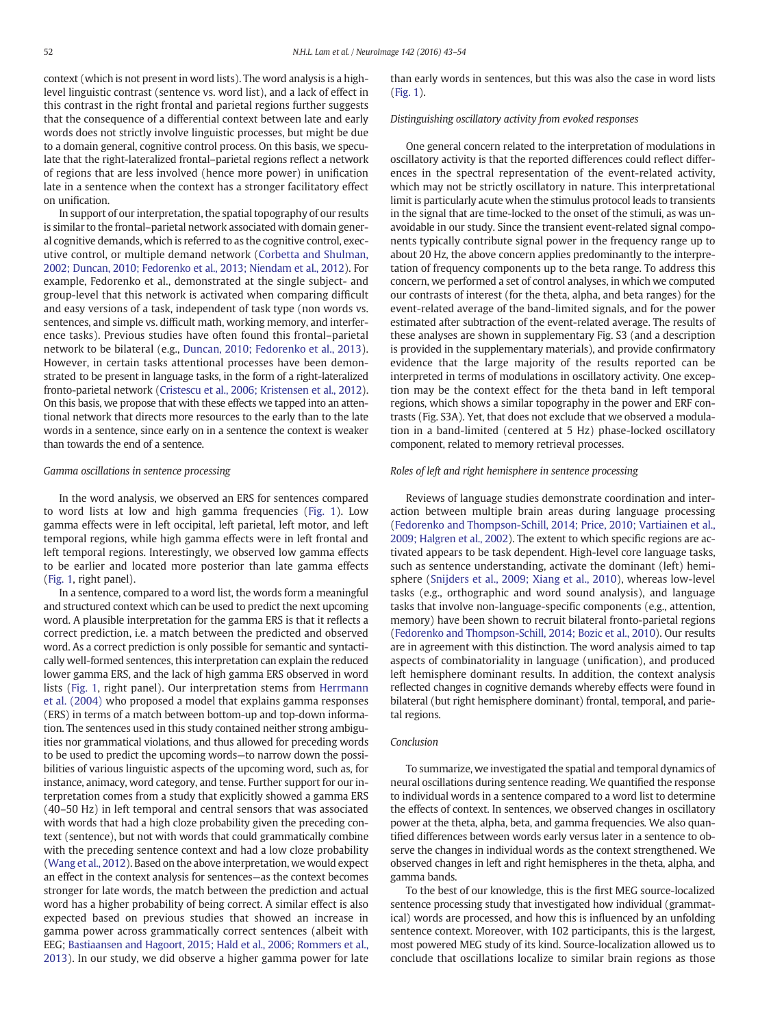context (which is not present in word lists). The word analysis is a high-level linguistic contrast (sentence vs. word list), and a lack of effect in this contrast in the right frontal and parietal regions further suggests that the consequence of a differential context between late and early words does not strictly involve linguistic processes, but might be due to a domain general, cognitive control process. On this basis, we speculate that the right-lateralized frontal–parietal regions reflect a network of regions that are less involved (hence more power) in unification late in a sentence when the context has a stronger facilitatory effect on unification.

In support of our interpretation, the spatial topography of our results is similar to the frontal–parietal network associated with domain general cognitive demands, which is referred to as the cognitive control, executive control, or multiple demand network (Corbetta and Shulman, 2002; Duncan, 2010; Fedorenko et al., 2013; Niendam et al., 2012). For example, Fedorenko et al., demonstrated at the single subject- and group-level that this network is activated when comparing difficult and easy versions of a task, independent of task type (non words vs. sentences, and simple vs. difficult math, working memory, and interference tasks). Previous studies have often found this frontal–parietal network to be bilateral (e.g., Duncan, 2010; Fedorenko et al., 2013). However, in certain tasks attentional processes have been demonstrated to be present in language tasks, in the form of a right-lateralized fronto-parietal network (Cristescu et al., 2006; Kristensen et al., 2012). On this basis, we propose that with these effects we tapped into an attentional network that directs more resources to the early than to the late words in a sentence, since early on in a sentence the context is weaker than towards the end of a sentence.

### *Gamma oscillations in sentence processing*

In the word analysis, we observed an ERS for sentences compared to word lists at low and high gamma frequencies (Fig. 1). Low gamma effects were in left occipital, left parietal, left motor, and left temporal regions, while high gamma effects were in left frontal and left temporal regions. Interestingly, we observed low gamma effects to be earlier and located more posterior than late gamma effects (Fig. 1, right panel).

In a sentence, compared to a word list, the words form a meaningful and structured context which can be used to predict the next upcoming word. A plausible interpretation for the gamma ERS is that it reflects a correct prediction, i.e. a match between the predicted and observed word. As a correct prediction is only possible for semantic and syntactically well-formed sentences, this interpretation can explain the reduced lower gamma ERS, and the lack of high gamma ERS observed in word lists (Fig. 1, right panel). Our interpretation stems from Herrmann et al. (2004) who proposed a model that explains gamma responses (ERS) in terms of a match between bottom-up and top-down information. The sentences used in this study contained neither strong ambiguities nor grammatical violations, and thus allowed for preceding words to be used to predict the upcoming words—to narrow down the possibilities of various linguistic aspects of the upcoming word, such as, for instance, animacy, word category, and tense. Further support for our interpretation comes from a study that explicitly showed a gamma ERS (40–50 Hz) in left temporal and central sensors that was associated with words that had a high cloze probability given the preceding context (sentence), but not with words that could grammatically combine with the preceding sentence context and had a low cloze probability (Wang et al., 2012). Based on the above interpretation, we would expect an effect in the context analysis for sentences—as the context becomes stronger for late words, the match between the prediction and actual word has a higher probability of being correct. A similar effect is also expected based on previous studies that showed an increase in gamma power across grammatically correct sentences (albeit with EEG; Bastiaansen and Hagoort, 2015; Hald et al., 2006; Rommers et al., 2013). In our study, we did observe a higher gamma power for late than early words in sentences, but this was also the case in word lists (Fig. 1).

### *Distinguishing oscillatory activity from evoked responses*

One general concern related to the interpretation of modulations in oscillatory activity is that the reported differences could reflect differences in the spectral representation of the event-related activity, which may not be strictly oscillatory in nature. This interpretational limit is particularly acute when the stimulus protocol leads to transients in the signal that are time-locked to the onset of the stimuli, as was unavoidable in our study. Since the transient event-related signal components typically contribute signal power in the frequency range up to about 20 Hz, the above concern applies predominantly to the interpretation of frequency components up to the beta range. To address this concern, we performed a set of control analyses, in which we computed our contrasts of interest (for the theta, alpha, and beta ranges) for the event-related average of the band-limited signals, and for the power estimated after subtraction of the event-related average. The results of these analyses are shown in supplementary Fig. S3 (and a description is provided in the supplementary materials), and provide confirmatory evidence that the large majority of the results reported can be interpreted in terms of modulations in oscillatory activity. One exception may be the context effect for the theta band in left temporal regions, which shows a similar topography in the power and ERF contrasts (Fig. S3A). Yet, that does not exclude that we observed a modulation in a band-limited (centered at 5 Hz) phase-locked oscillatory component, related to memory retrieval processes.

### *Roles of left and right hemisphere in sentence processing*

Reviews of language studies demonstrate coordination and interaction between multiple brain areas during language processing (Fedorenko and Thompson-Schill, 2014; Price, 2010; Vartiainen et al., 2009; Halgren et al., 2002). The extent to which specific regions are activated appears to be task dependent. High-level core language tasks, such as sentence understanding, activate the dominant (left) hemisphere (Snijders et al., 2009; Xiang et al., 2010), whereas low-level tasks (e.g., orthographic and word sound analysis), and language tasks that involve non-language-specific components (e.g., attention, memory) have been shown to recruit bilateral fronto-parietal regions (Fedorenko and Thompson-Schill, 2014; Bozic et al., 2010). Our results are in agreement with this distinction. The word analysis aimed to tap aspects of combinatoriality in language (unification), and produced left hemisphere dominant results. In addition, the context analysis reflected changes in cognitive demands whereby effects were found in bilateral (but right hemisphere dominant) frontal, temporal, and parietal regions.

### *Conclusion*

To summarize, we investigated the spatial and temporal dynamics of neural oscillations during sentence reading. We quantified the response to individual words in a sentence compared to a word list to determine the effects of context. In sentences, we observed changes in oscillatory power at the theta, alpha, beta, and gamma frequencies. We also quantified differences between words early versus later in a sentence to observe the changes in individual words as the context strengthened. We observed changes in left and right hemispheres in the theta, alpha, and gamma bands.

To the best of our knowledge, this is the first MEG source-localized sentence processing study that investigated how individual (grammatical) words are processed, and how this is influenced by an unfolding sentence context. Moreover, with 102 participants, this is the largest, most powered MEG study of its kind. Source-localization allowed us to conclude that oscillations localize to similar brain regions as those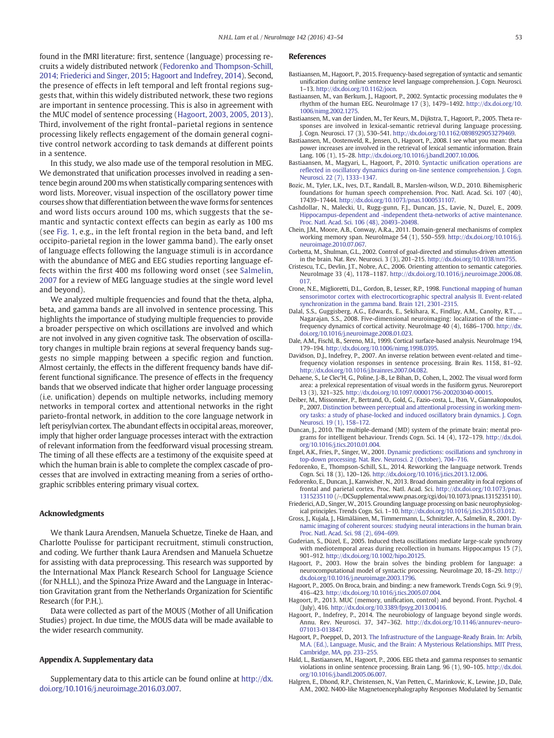found in the fMRI literature: first, sentence (language) processing recruits a widely distributed network (Fedorenko and Thompson-Schill, 2014; Friederici and Singer, 2015; Hagoort and Indefrey, 2014). Second, the presence of effects in left temporal and left frontal regions suggests that, within this widely distributed network, these two regions are important in sentence processing. This is also in agreement with the MUC model of sentence processing (Hagoort, 2003, 2005, 2013). Third, involvement of the right frontal–parietal regions in sentence processing likely reflects engagement of the domain general cognitive control network according to task demands at different points in a sentence.

In this study, we also made use of the temporal resolution in MEG. We demonstrated that unification processes involved in reading a sentence begin around 200 ms when statistically comparing sentences with word lists. Moreover, visual inspection of the oscillatory power time courses show that differentiation between the wave forms for sentences and word lists occurs around 100 ms, which suggests that the semantic and syntactic context effects can begin as early as 100 ms (see Fig. 1, e.g., in the left frontal region in the beta band, and left occipito-parietal region in the lower gamma band). The early onset of language effects following the language stimuli is in accordance with the abundance of MEG and EEG studies reporting language effects within the first 400 ms following word onset (see Salmelin, 2007 for a review of MEG language studies at the single word level and beyond).

We analyzed multiple frequencies and found that the theta, alpha, beta, and gamma bands are all involved in sentence processing. This highlights the importance of studying multiple frequencies to provide a broader perspective on which oscillations are involved and which are not involved in any given cognitive task. The observation of oscillatory changes in multiple brain regions at several frequency bands suggests no simple mapping between a specific region and function. Almost certainly, the effects in the different frequency bands have different functional significance. The presence of effects in the frequency bands that we observed indicate that higher order language processing (i.e. unification) depends on multiple networks, including memory networks in temporal cortex and attentional networks in the right parieto-frontal network, in addition to the core language network in left perisylvian cortex. The abundant effects in occipital areas, moreover, imply that higher order language processes interact with the extraction of relevant information from the feedforward visual processing stream. The timing of all these effects are a testimony of the exquisite speed at which the human brain is able to complete the complex cascade of processes that are involved in extracting meaning from a series of orthographic scribbles entering primary visual cortex.

## Acknowledgments

We thank Laura Arendsen, Manuela Schuetze, Tineke de Haan, and Charlotte Poulisse for participant recruitment, stimuli construction, and coding. We further thank Laura Arendsen and Manuela Schuetze for assisting with data preprocessing. This research was supported by the International Max Planck Research School for Language Science (for N.H.L.L), and the Spinoza Prize Award and the Language in Interaction Gravitation grant from the Netherlands Organization for Scientific Research (for P.H.).

Data were collected as part of the MOUS (Mother of all Unification Studies) project. In due time, the MOUS data will be made available to the wider research community.

## Appendix A. Supplementary data

Supplementary data to this article can be found online at http://dx.doi.org/10.1016/j.neuroimage.2016.03.007.

## References

Bastiaansen, M., Hagoort, P., 2015. Frequency-based segregation of syntactic and semantic unification during online sentence level language comprehension. J. Cogn. Neurosci. 1–13. http://dx.doi.org/10.1162/jocn.

Bastiaansen, M., van Berkum, J., Hagoort, P., 2002. Syntactic processing modulates the θ rhythm of the human EEG. NeuroImage 17 (3), 1479–1492. http://dx.doi.org/10.1006/nimg.2002.1275.

Bastiaansen, M., van der Linden, M., Ter Keurs, M., Dijkstra, T., Hagoort, P., 2005. Theta responses are involved in lexical-semantic retrieval during language processing. J. Cogn. Neurosci. 17 (3), 530–541. http://dx.doi.org/10.1162/0898929053279469.

Bastiaansen, M., Oostenveld, R., Jensen, O., Hagoort, P., 2008. I see what you mean: theta power increases are involved in the retrieval of lexical semantic information. Brain Lang. 106 (1), 15–28. http://dx.doi.org/10.1016/j.bandl.2007.10.006.

Bastiaansen, M., Magyari, L., Hagoort, P., 2010. Syntactic unification operations are reflected in oscillatory dynamics during on-line sentence comprehension. J. Cogn. Neurosci. 22 (7), 1333–1347.

Bozic, M., Tyler, L.K., Ives, D.T., Randall, B., Marslen-wilson, W.D., 2010. Bihemispheric foundations for human speech comprehension. Proc. Natl. Acad. Sci. 107 (40), 17439–17444. http://dx.doi.org/10.1073/pnas.1000531107.

Cashdollar, N., Malecki, U., Rugg-gunn, F.J., Duncan, J.S., Lavie, N., Duzel, E., 2009. Hippocampus-dependent and -independent theta-networks of active maintenance. Proc. Natl. Acad. Sci. 106 (48), 20493–20498.

Chein, J.M., Moore, A.B., Conway, A.R.a., 2011. Domain-general mechanisms of complex working memory span. NeuroImage 54 (1), 550–559. http://dx.doi.org/10.1016/j.neuroimage.2010.07.067.

Corbetta, M., Shulman, G.L., 2002. Control of goal-directed and stimulus-driven attention in the brain. Nat. Rev. Neurosci. 3 (3), 201–215. http://dx.doi.org/10.1038/nrn755.

Cristescu, T.C., Devlin, J.T., Nobre, A.C., 2006. Orienting attention to semantic categories. NeuroImage 33 (4), 1178–1187. http://dx.doi.org/10.1016/j.neuroimage.2006.08.017.

Crone, N.E., Miglioretti, D.L., Gordon, B., Lesser, R.P., 1998. Functional mapping of human sensorimotor cortex with electrocorticographic spectral analysis II. Event-related synchronization in the gamma band. Brain 121, 2301–2315.

Dalal, S.S., Guggisberg, A.G., Edwards, E., Sekihara, K., Findlay, A.M., Canolty, R.T., ... Nagarajan, S.S., 2008. Five-dimensional neuroimaging: localization of the time–frequency dynamics of cortical activity. NeuroImage 40 (4), 1686–1700. http://dx.doi.org/10.1016/j.neuroimage.2008.01.023.

Dale, A.M., Fischl, B., Sereno, M.I., 1999. Cortical surface-based analysis. NeuroImage 194, 179–194. http://dx.doi.org/10.1006/nimg.1998.0395.

Davidson, D.J., Indefrey, P., 2007. An inverse relation between event-related and time–frequency violation responses in sentence processing. Brain Res. 1158, 81–92. http://dx.doi.org/10.1016/j.brainres.2007.04.082.

Dehaene, S., Le Clec'H, G., Poline, J.-B., Le Bihan, D., Cohen, L., 2002. The visual word form area: a prelexical representation of visual words in the fusiform gyrus. Neuroreport 13 (3), 321–325. http://dx.doi.org/10.1097/00001756-200203040-00015.

Deiber, M., Missonnier, P., Bertrand, O., Gold, G., Fazio-costa, L., Iban, V., Giannakopoulos, P., 2007. Distinction between perceptual and attentional processing in working memory tasks: a study of phase-locked and induced oscillatory brain dynamics. J. Cogn. Neurosci. 19 (1), 158–172.

Duncan, J., 2010. The multiple-demand (MD) system of the primate brain: mental programs for intelligent behaviour. Trends Cogn. Sci. 14 (4), 172–179. http://dx.doi.org/10.1016/j.tics.2010.01.004.

Engel, A.K., Fries, P., Singer, W., 2001. Dynamic predictions: oscillations and synchrony in top-down processing. Nat. Rev. Neurosci. 2 (October), 704–716.

Fedorenko, E., Thompson-Schill, S.L., 2014. Reworking the language network. Trends Cogn. Sci. 18 (3), 120–126. http://dx.doi.org/10.1016/j.tics.2013.12.006.

Fedorenko, E., Duncan, J., Kanwisher, N., 2013. Broad domain generality in focal regions of frontal and parietal cortex. Proc. Natl. Acad. Sci. http://dx.doi.org/10.1073/pnas.1315235110 (/-/DCSupplemental.www.pnas.org/cgi/doi/10.1073/pnas.1315235110).

Friederici, A.D., Singer, W., 2015. Grounding language processing on basic neurophysiological principles. Trends Cogn. Sci. 1–10. http://dx.doi.org/10.1016/j.tics.2015.03.012.

Gross, J., Kujala, J., Hämäläinen, M., Timmermann, L., Schnitzler, A., Salmelin, R., 2001. Dynamic imaging of coherent sources: studying neural interactions in the human brain. Proc. Natl. Acad. Sci. 98 (2), 694–699.

Guderian, S., Düzel, E., 2005. Induced theta oscillations mediate large-scale synchrony with mediotemporal areas during recollection in humans. Hippocampus 15 (7), 901–912. http://dx.doi.org/10.1002/hipo.20125.

Hagoort, P., 2003. How the brain solves the binding problem for language: a neurocomputational model of syntactic processing. NeuroImage 20, 18–29. http://dx.doi.org/10.1016/j.neuroimage.2003.1796.

Hagoort, P., 2005. On Broca, brain, and binding: a new framework. Trends Cogn. Sci. 9 (9), 416–423. http://dx.doi.org/10.1016/j.tics.2005.07.004.

Hagoort, P., 2013. MUC (memory, unification, control) and beyond. Front. Psychol. 4 (July), 416. http://dx.doi.org/10.3389/fpsyg.2013.00416.

Hagoort, P., Indefrey, P., 2014. The neurobiology of language beyond single words. Annu. Rev. Neurosci. 37, 347–362. http://dx.doi.org/10.1146/annurev-neuro-071013-013847.

Hagoort, P., Poeppel, D., 2013. The Infrastructure of the Language-Ready Brain. In: Arbib, M.A. (Ed.), Language, Music, and the Brain: A Mysterious Relationships. MIT Press, Cambridge, MA, pp. 233–255.

Hald, L., Bastiaansen, M., Hagoort, P., 2006. EEG theta and gamma responses to semantic violations in online sentence processing. Brain Lang. 96 (1), 90–105. http://dx.doi.org/10.1016/j.bandl.2005.06.007.

Halgren, E., Dhond, R.P., Christensen, N., Van Petten, C., Marinkovic, K., Lewine, J.D., Dale, A.M., 2002. N400-like Magnetoencephalography Responses Modulated by Semantic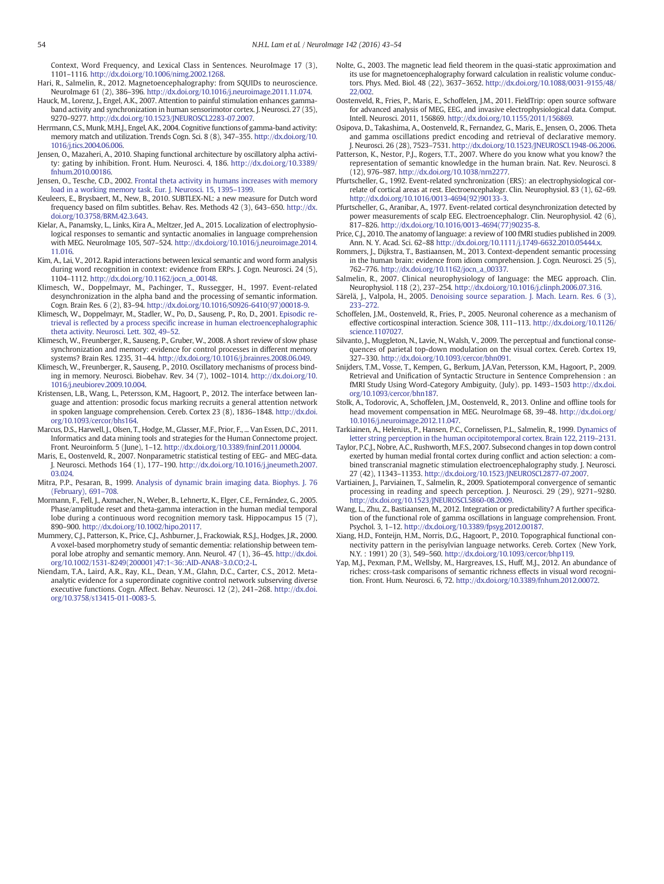Context, Word Frequency, and Lexical Class in Sentences. NeuroImage 17 (3), 1101–1116. http://dx.doi.org/10.1006/nimg.2002.1268.

Hari, R., Salmelin, R., 2012. Magnetoencephalography: from SQUIDs to neuroscience. NeuroImage 61 (2), 386–396. http://dx.doi.org/10.1016/j.neuroimage.2011.11.074.

Hauck, M., Lorenz, J., Engel, A.K., 2007. Attention to painful stimulation enhances gamma-band activity and synchronization in human sensorimotor cortex. J. Neurosci. 27 (35), 9270–9277. http://dx.doi.org/10.1523/JNEUROSCI.2283-07.2007.

Herrmann, C.S., Munk, M.H.J., Engel, A.K., 2004. Cognitive functions of gamma-band activity: memory match and utilization. Trends Cogn. Sci. 8 (8), 347–355. http://dx.doi.org/10.1016/j.tics.2004.06.006.

Jensen, O., Mazaheri, A., 2010. Shaping functional architecture by oscillatory alpha activity: gating by inhibition. Front. Hum. Neurosci. 4, 186. http://dx.doi.org/10.3389/fnhum.2010.00186.

Jensen, O., Tesche, C.D., 2002. Frontal theta activity in humans increases with memory load in a working memory task. Eur. J. Neurosci. 15, 1395–1399.

Keuleers, E., Brysbaert, M., New, B., 2010. SUBTLEX-NL: a new measure for Dutch word frequency based on film subtitles. Behav. Res. Methods 42 (3), 643–650. http://dx.doi.org/10.3758/BRM.42.3.643.

Kielar, A., Panamsky, L., Links, Kira A., Meltzer, Jed A., 2015. Localization of electrophysiological responses to semantic and syntactic anomalies in language comprehension with MEG. NeuroImage 105, 507–524. http://dx.doi.org/10.1016/j.neuroimage.2014.11.016.

Kim, A., Lai, V., 2012. Rapid interactions between lexical semantic and word form analysis during word recognition in context: evidence from ERPs. J. Cogn. Neurosci. 24 (5), 1104–1112. http://dx.doi.org/10.1162/jocn_a_00148.

Klimesch, W., Doppelmayr, M., Pachinger, T., Russegger, H., 1997. Event-related desynchronization in the alpha band and the processing of semantic information. Cogn. Brain Res. 6 (2), 83–94. http://dx.doi.org/10.1016/S0926-6410(97)00018-9.

Klimesch, W., Doppelmayr, M., Stadler, W., Po, D., Sauseng, P., Ro, D., 2001. Episodic retrieval is reflected by a process specific increase in human electroencephalographic theta activity. Neurosci. Lett. 302, 49–52.

Klimesch, W., Freunberger, R., Sauseng, P., Gruber, W., 2008. A short review of slow phase synchronization and memory: evidence for control processes in different memory systems? Brain Res. 1235, 31–44. http://dx.doi.org/10.1016/j.brainres.2008.06.049.

Klimesch, W., Freunberger, R., Sauseng, P., 2010. Oscillatory mechanisms of process binding in memory. Neurosci. Biobehav. Rev. 34 (7), 1002–1014. http://dx.doi.org/10.1016/j.neubiorev.2009.10.004.

Kristensen, L.B., Wang, L., Petersson, K.M., Hagoort, P., 2012. The interface between language and attention: prosodic focus marking recruits a general attention network in spoken language comprehension. Cereb. Cortex 23 (8), 1836–1848. http://dx.doi.org/10.1093/cercor/bhs164.

Marcus, D.S., Harwell, J., Olsen, T., Hodge, M., Glasser, M.F., Prior, F., ... Van Essen, D.C., 2011. Informatics and data mining tools and strategies for the Human Connectome project. Front. Neuroinform. 5 (June), 1–12. http://dx.doi.org/10.3389/fninf.2011.00004.

Maris, E., Oostenveld, R., 2007. Nonparametric statistical testing of EEG- and MEG-data. J. Neurosci. Methods 164 (1), 177–190. http://dx.doi.org/10.1016/j.jneumeth.2007.03.024.

Mitra, P.P., Pesaran, B., 1999. Analysis of dynamic brain imaging data. Biophys. J. 76 (February), 691–708.

Mormann, F., Fell, J., Axmacher, N., Weber, B., Lehnertz, K., Elger, C.E., Fernández, G., 2005. Phase/amplitude reset and theta-gamma interaction in the human medial temporal lobe during a continuous word recognition memory task. Hippocampus 15 (7), 890–900. http://dx.doi.org/10.1002/hipo.20117.

Mummery, C.J., Patterson, K., Price, C.J., Ashburner, J., Frackowiak, R.S.J., Hodges, J.R., 2000. A voxel-based morphometry study of semantic dementia: relationship between temporal lobe atrophy and semantic memory. Ann. Neurol. 47 (1), 36–45. http://dx.doi.org/10.1002/1531-8249(200001)47:1<36::AID-ANA8>3.0.CO;2-L.

Niendam, T.A., Laird, A.R., Ray, K.L., Dean, Y.M., Glahn, D.C., Carter, C.S., 2012. Meta-analytic evidence for a superordinate cognitive control network subserving diverse executive functions. Cogn. Affect. Behav. Neurosci. 12 (2), 241–268. http://dx.doi.org/10.3758/s13415-011-0083-5.

Nolte, G., 2003. The magnetic lead field theorem in the quasi-static approximation and its use for magnetoencephalography forward calculation in realistic volume conductors. Phys. Med. Biol. 48 (22), 3637–3652. http://dx.doi.org/10.1088/0031-9155/48/22/002.

Oostenveld, R., Fries, P., Maris, E., Schoffelen, J.M., 2011. FieldTrip: open source software for advanced analysis of MEG, EEG, and invasive electrophysiological data. Comput. Intell. Neurosci. 2011, 156869. http://dx.doi.org/10.1155/2011/156869.

Osipova, D., Takashima, A., Oostenveld, R., Fernandez, G., Maris, E., Jensen, O., 2006. Theta and gamma oscillations predict encoding and retrieval of declarative memory. J. Neurosci. 26 (28), 7523–7531. http://dx.doi.org/10.1523/JNEUROSCI.1948-06.2006.

Patterson, K., Nestor, P.J., Rogers, T.T., 2007. Where do you know what you know? the representation of semantic knowledge in the human brain. Nat. Rev. Neurosci. 8 (12), 976–987. http://dx.doi.org/10.1038/nrn2277.

Pfurtscheller, G., 1992. Event-related synchronization (ERS): an electrophysiological correlate of cortical areas at rest. Electroencephalogr. Clin. Neurophysiol. 83 (1), 62–69. http://dx.doi.org/10.1016/0013-4694(92)90133-3.

Pfurtscheller, G., Aranibar, A., 1977. Event-related cortical desynchronization detected by power measurements of scalp EEG. Electroencephalogr. Clin. Neurophysiol. 42 (6), 817–826. http://dx.doi.org/10.1016/0013-4694(77)90235-8.

Price, C.J., 2010. The anatomy of language: a review of 100 fMRI studies published in 2009. Ann. N. Y. Acad. Sci. 62–88 http://dx.doi.org/10.1111/j.1749-6632.2010.05444.x.

Rommers, J., Dijkstra, T., Bastiaansen, M., 2013. Context-dependent semantic processing in the human brain: evidence from idiom comprehension. J. Cogn. Neurosci. 25 (5), 762–776. http://dx.doi.org/10.1162/jocn_a_00337.

Salmelin, R., 2007. Clinical neurophysiology of language: the MEG approach. Clin. Neurophysiol. 118 (2), 237–254. http://dx.doi.org/10.1016/j.clinph.2006.07.316.

Särelä, J., Valpola, H., 2005. Denoising source separation. J. Mach. Learn. Res. 6 (3), 233–272.

Schoffelen, J.M., Oostenveld, R., Fries, P., 2005. Neuronal coherence as a mechanism of effective corticospinal interaction. Science 308, 111–113. http://dx.doi.org/10.1126/science.1107027.

Silvanto, J., Muggleton, N., Lavie, N., Walsh, V., 2009. The perceptual and functional consequences of parietal top-down modulation on the visual cortex. Cereb. Cortex 19, 327–330. http://dx.doi.org/10.1093/cercor/bhn091.

Snijders, T.M., Vosse, T., Kempen, G., Berkum, J.A.Van, Petersson, K.M., Hagoort, P., 2009. Retrieval and Unification of Syntactic Structure in Sentence Comprehension : an fMRI Study Using Word-Category Ambiguity, (July). pp. 1493–1503 http://dx.doi.org/10.1093/cercor/bhn187.

Stolk, A., Todorovic, A., Schoffelen, J.M., Oostenveld, R., 2013. Online and offline tools for head movement compensation in MEG. NeuroImage 68, 39–48. http://dx.doi.org/10.1016/j.neuroimage.2012.11.047.

Tarkiainen, A., Helenius, P., Hansen, P.C., Cornelissen, P.L., Salmelin, R., 1999. Dynamics of letter string perception in the human occipitotemporal cortex. Brain 122, 2119–2131.

Taylor, P.C.J., Nobre, A.C., Rushworth, M.F.S., 2007. Subsecond changes in top down control exerted by human medial frontal cortex during conflict and action selection: a combined transcranial magnetic stimulation electroencephalography study. J. Neurosci. 27 (42), 11343–11353. http://dx.doi.org/10.1523/JNEUROSCI.2877-07.2007.

Vartiainen, J., Parviainen, T., Salmelin, R., 2009. Spatiotemporal convergence of semantic processing in reading and speech perception. J. Neurosci. 29 (29), 9271–9280. http://dx.doi.org/10.1523/JNEUROSCI.5860-08.2009.

Wang, L., Zhu, Z., Bastiaansen, M., 2012. Integration or predictability? A further specification of the functional role of gamma oscillations in language comprehension. Front. Psychol. 3, 1–12. http://dx.doi.org/10.3389/fpsyg.2012.00187.

Xiang, H.D., Fonteijn, H.M., Norris, D.G., Hagoort, P., 2010. Topographical functional connectivity pattern in the perisylvian language networks. Cereb. Cortex (New York, N.Y. : 1991) 20 (3), 549–560. http://dx.doi.org/10.1093/cercor/bhp119.

Yap, M.J., Pexman, P.M., Wellsby, M., Hargreaves, I.S., Huff, M.J., 2012. An abundance of riches: cross-task comparisons of semantic richness effects in visual word recognition. Front. Hum. Neurosci. 6, 72. http://dx.doi.org/10.3389/fnhum.2012.00072.